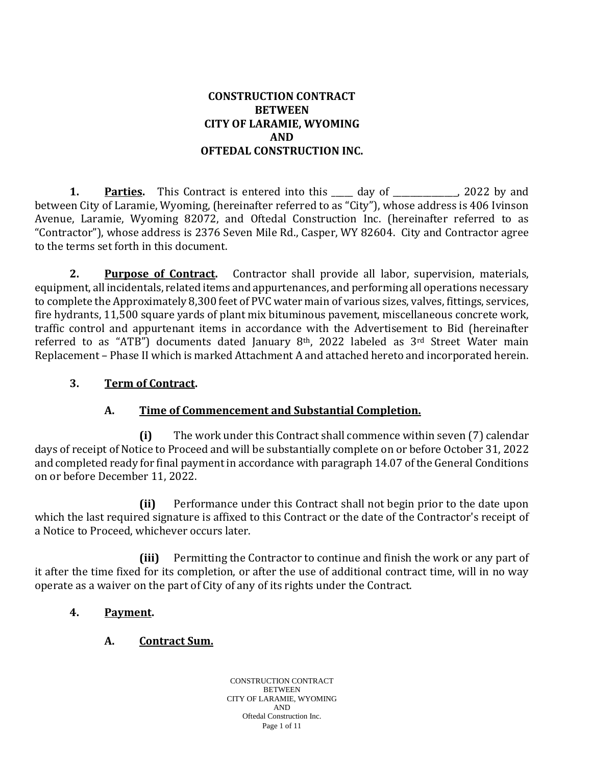# CONSTRUCTION CONTRACT
# BETWEEN
# CITY OF LARAMIE, WYOMING
# AND
# OFTEDAL CONSTRUCTION INC.

**1. Parties.** This Contract is entered into this _____ day of _______________, 2022 by and between City of Laramie, Wyoming, (hereinafter referred to as "City"), whose address is 406 Ivinson Avenue, Laramie, Wyoming 82072, and Oftedal Construction Inc. (hereinafter referred to as "Contractor"), whose address is 2376 Seven Mile Rd., Casper, WY 82604. City and Contractor agree to the terms set forth in this document.

**2. Purpose of Contract.** Contractor shall provide all labor, supervision, materials, equipment, all incidentals, related items and appurtenances, and performing all operations necessary to complete the Approximately 8,300 feet of PVC water main of various sizes, valves, fittings, services, fire hydrants, 11,500 square yards of plant mix bituminous pavement, miscellaneous concrete work, traffic control and appurtenant items in accordance with the Advertisement to Bid (hereinafter referred to as "ATB") documents dated January 8th, 2022 labeled as 3rd Street Water main Replacement – Phase II which is marked Attachment A and attached hereto and incorporated herein.

**3. Term of Contract.**

**A. Time of Commencement and Substantial Completion.**

**(i)** The work under this Contract shall commence within seven (7) calendar days of receipt of Notice to Proceed and will be substantially complete on or before October 31, 2022 and completed ready for final payment in accordance with paragraph 14.07 of the General Conditions on or before December 11, 2022.

**(ii)** Performance under this Contract shall not begin prior to the date upon which the last required signature is affixed to this Contract or the date of the Contractor's receipt of a Notice to Proceed, whichever occurs later.

**(iii)** Permitting the Contractor to continue and finish the work or any part of it after the time fixed for its completion, or after the use of additional contract time, will in no way operate as a waiver on the part of City of any of its rights under the Contract.

**4. Payment.**

**A. Contract Sum.**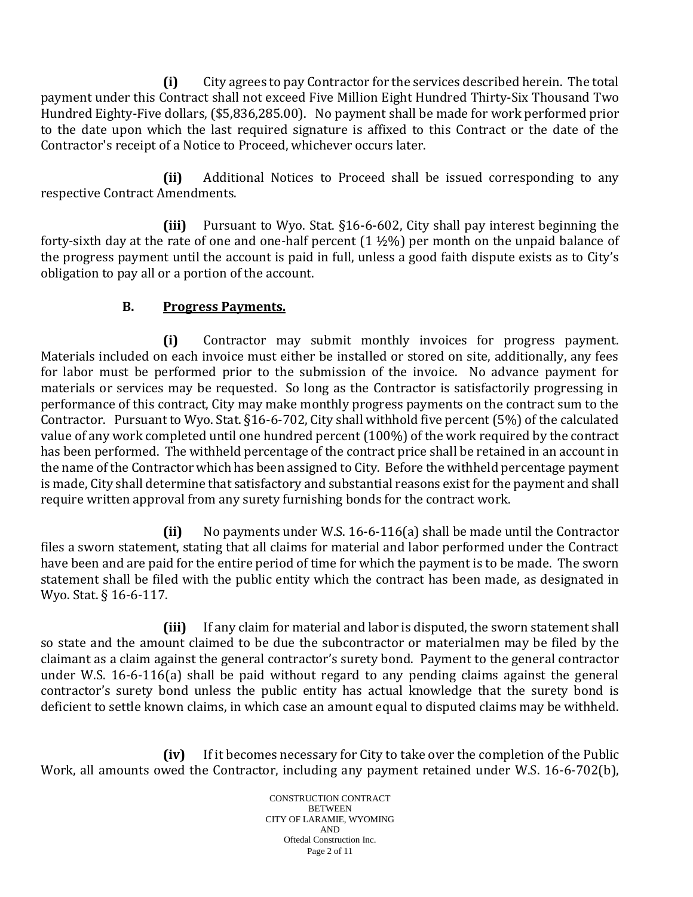**(i)** City agrees to pay Contractor for the services described herein. The total payment under this Contract shall not exceed Five Million Eight Hundred Thirty-Six Thousand Two Hundred Eighty-Five dollars, ($5,836,285.00). No payment shall be made for work performed prior to the date upon which the last required signature is affixed to this Contract or the date of the Contractor's receipt of a Notice to Proceed, whichever occurs later.

**(ii)** Additional Notices to Proceed shall be issued corresponding to any respective Contract Amendments.

**(iii)** Pursuant to Wyo. Stat. §16-6-602, City shall pay interest beginning the forty-sixth day at the rate of one and one-half percent (1 ½%) per month on the unpaid balance of the progress payment until the account is paid in full, unless a good faith dispute exists as to City's obligation to pay all or a portion of the account.

**B. <u>Progress Payments.</u>**

**(i)** Contractor may submit monthly invoices for progress payment. Materials included on each invoice must either be installed or stored on site, additionally, any fees for labor must be performed prior to the submission of the invoice. No advance payment for materials or services may be requested. So long as the Contractor is satisfactorily progressing in performance of this contract, City may make monthly progress payments on the contract sum to the Contractor. Pursuant to Wyo. Stat. §16-6-702, City shall withhold five percent (5%) of the calculated value of any work completed until one hundred percent (100%) of the work required by the contract has been performed. The withheld percentage of the contract price shall be retained in an account in the name of the Contractor which has been assigned to City. Before the withheld percentage payment is made, City shall determine that satisfactory and substantial reasons exist for the payment and shall require written approval from any surety furnishing bonds for the contract work.

**(ii)** No payments under W.S. 16-6-116(a) shall be made until the Contractor files a sworn statement, stating that all claims for material and labor performed under the Contract have been and are paid for the entire period of time for which the payment is to be made. The sworn statement shall be filed with the public entity which the contract has been made, as designated in Wyo. Stat. § 16-6-117.

**(iii)** If any claim for material and labor is disputed, the sworn statement shall so state and the amount claimed to be due the subcontractor or materialmen may be filed by the claimant as a claim against the general contractor's surety bond. Payment to the general contractor under W.S. 16-6-116(a) shall be paid without regard to any pending claims against the general contractor's surety bond unless the public entity has actual knowledge that the surety bond is deficient to settle known claims, in which case an amount equal to disputed claims may be withheld.

**(iv)** If it becomes necessary for City to take over the completion of the Public Work, all amounts owed the Contractor, including any payment retained under W.S. 16-6-702(b),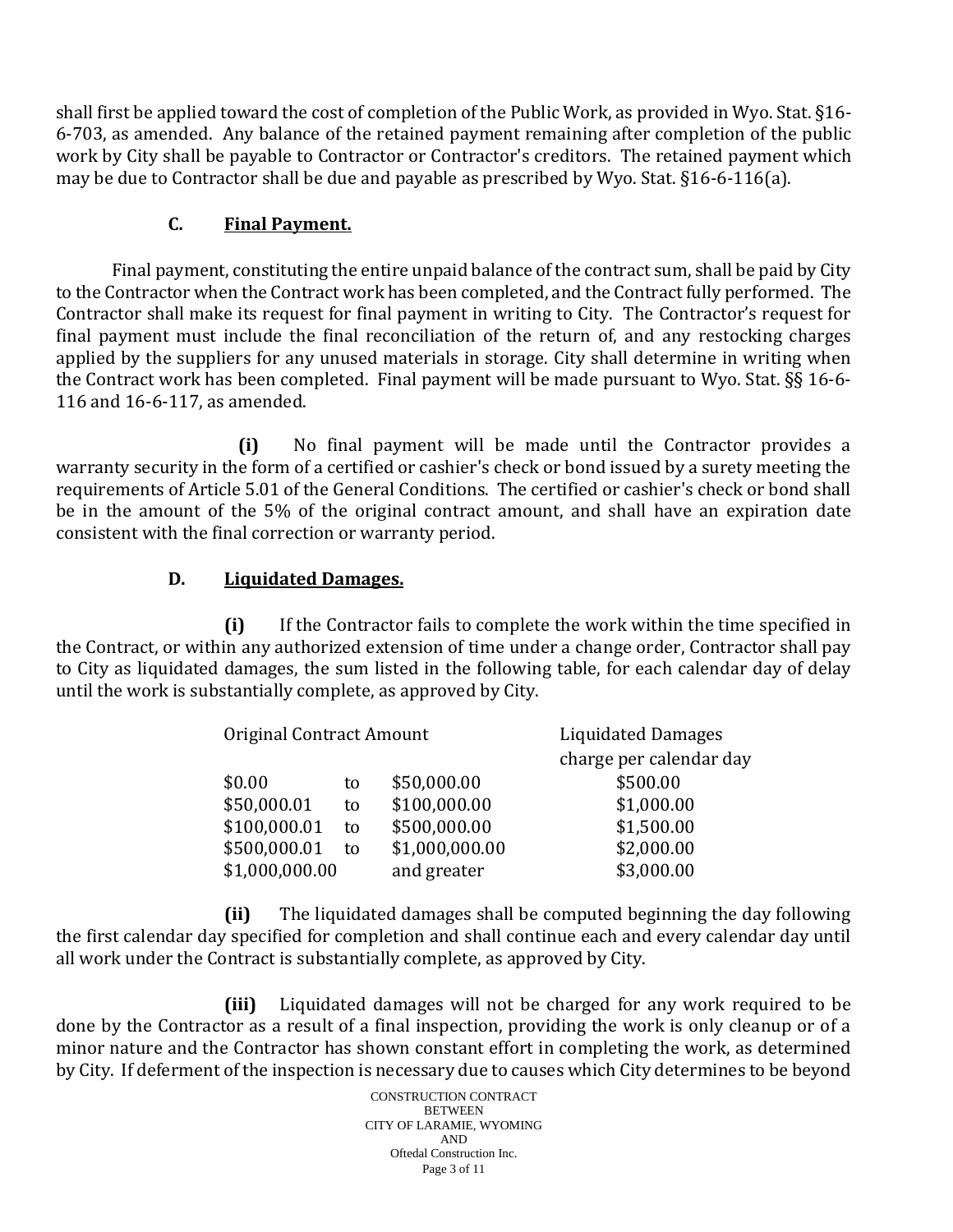shall first be applied toward the cost of completion of the Public Work, as provided in Wyo. Stat. §16-6-703, as amended. Any balance of the retained payment remaining after completion of the public work by City shall be payable to Contractor or Contractor's creditors. The retained payment which may be due to Contractor shall be due and payable as prescribed by Wyo. Stat. §16-6-116(a).

### C. Final Payment.

Final payment, constituting the entire unpaid balance of the contract sum, shall be paid by City to the Contractor when the Contract work has been completed, and the Contract fully performed. The Contractor shall make its request for final payment in writing to City. The Contractor's request for final payment must include the final reconciliation of the return of, and any restocking charges applied by the suppliers for any unused materials in storage. City shall determine in writing when the Contract work has been completed. Final payment will be made pursuant to Wyo. Stat. §§ 16-6-116 and 16-6-117, as amended.

**(i)** No final payment will be made until the Contractor provides a warranty security in the form of a certified or cashier's check or bond issued by a surety meeting the requirements of Article 5.01 of the General Conditions. The certified or cashier's check or bond shall be in the amount of the 5% of the original contract amount, and shall have an expiration date consistent with the final correction or warranty period.

### D. Liquidated Damages.

**(i)** If the Contractor fails to complete the work within the time specified in the Contract, or within any authorized extension of time under a change order, Contractor shall pay to City as liquidated damages, the sum listed in the following table, for each calendar day of delay until the work is substantially complete, as approved by City.

| Original Contract Amount | | | Liquidated Damages charge per calendar day |
|---|---|---|---|
| $0.00 | to | $50,000.00 | $500.00 |
| $50,000.01 | to | $100,000.00 | $1,000.00 |
| $100,000.01 | to | $500,000.00 | $1,500.00 |
| $500,000.01 | to | $1,000,000.00 | $2,000.00 |
| $1,000,000.00 | | and greater | $3,000.00 |

**(ii)** The liquidated damages shall be computed beginning the day following the first calendar day specified for completion and shall continue each and every calendar day until all work under the Contract is substantially complete, as approved by City.

**(iii)** Liquidated damages will not be charged for any work required to be done by the Contractor as a result of a final inspection, providing the work is only cleanup or of a minor nature and the Contractor has shown constant effort in completing the work, as determined by City. If deferment of the inspection is necessary due to causes which City determines to be beyond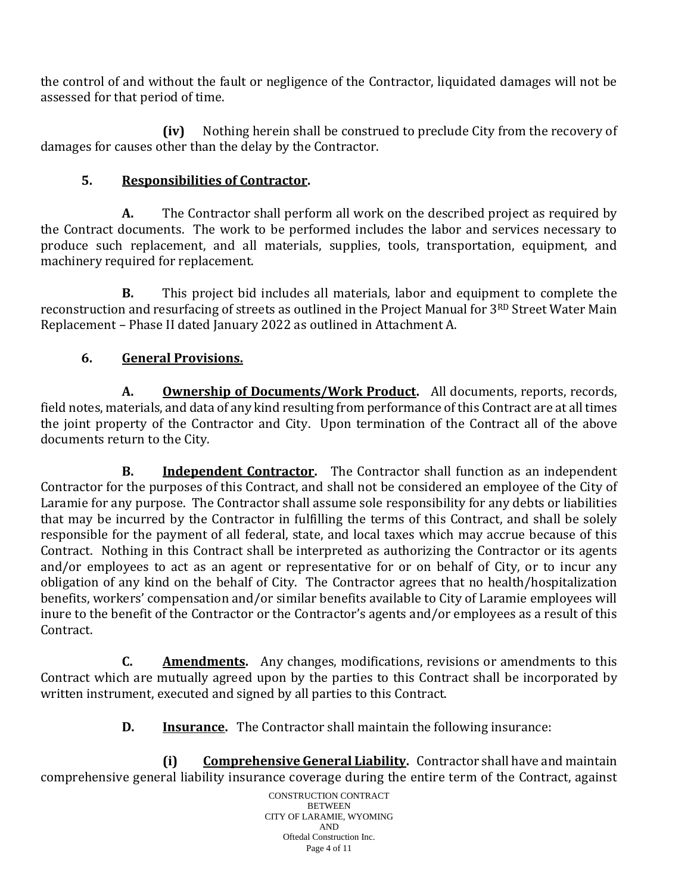the control of and without the fault or negligence of the Contractor, liquidated damages will not be assessed for that period of time.

**(iv)** Nothing herein shall be construed to preclude City from the recovery of damages for causes other than the delay by the Contractor.

**5. <u>Responsibilities of Contractor</u>.**

**A.** The Contractor shall perform all work on the described project as required by the Contract documents. The work to be performed includes the labor and services necessary to produce such replacement, and all materials, supplies, tools, transportation, equipment, and machinery required for replacement.

**B.** This project bid includes all materials, labor and equipment to complete the reconstruction and resurfacing of streets as outlined in the Project Manual for 3[RD] Street Water Main Replacement – Phase II dated January 2022 as outlined in Attachment A.

**6. <u>General Provisions.</u>**

**A. <u>Ownership of Documents/Work Product</u>.** All documents, reports, records, field notes, materials, and data of any kind resulting from performance of this Contract are at all times the joint property of the Contractor and City. Upon termination of the Contract all of the above documents return to the City.

**B. <u>Independent Contractor</u>.** The Contractor shall function as an independent Contractor for the purposes of this Contract, and shall not be considered an employee of the City of Laramie for any purpose. The Contractor shall assume sole responsibility for any debts or liabilities that may be incurred by the Contractor in fulfilling the terms of this Contract, and shall be solely responsible for the payment of all federal, state, and local taxes which may accrue because of this Contract. Nothing in this Contract shall be interpreted as authorizing the Contractor or its agents and/or employees to act as an agent or representative for or on behalf of City, or to incur any obligation of any kind on the behalf of City. The Contractor agrees that no health/hospitalization benefits, workers' compensation and/or similar benefits available to City of Laramie employees will inure to the benefit of the Contractor or the Contractor's agents and/or employees as a result of this Contract.

**C. <u>Amendments</u>.** Any changes, modifications, revisions or amendments to this Contract which are mutually agreed upon by the parties to this Contract shall be incorporated by written instrument, executed and signed by all parties to this Contract.

**D. <u>Insurance</u>.** The Contractor shall maintain the following insurance:

**(i) <u>Comprehensive General Liability</u>.** Contractor shall have and maintain comprehensive general liability insurance coverage during the entire term of the Contract, against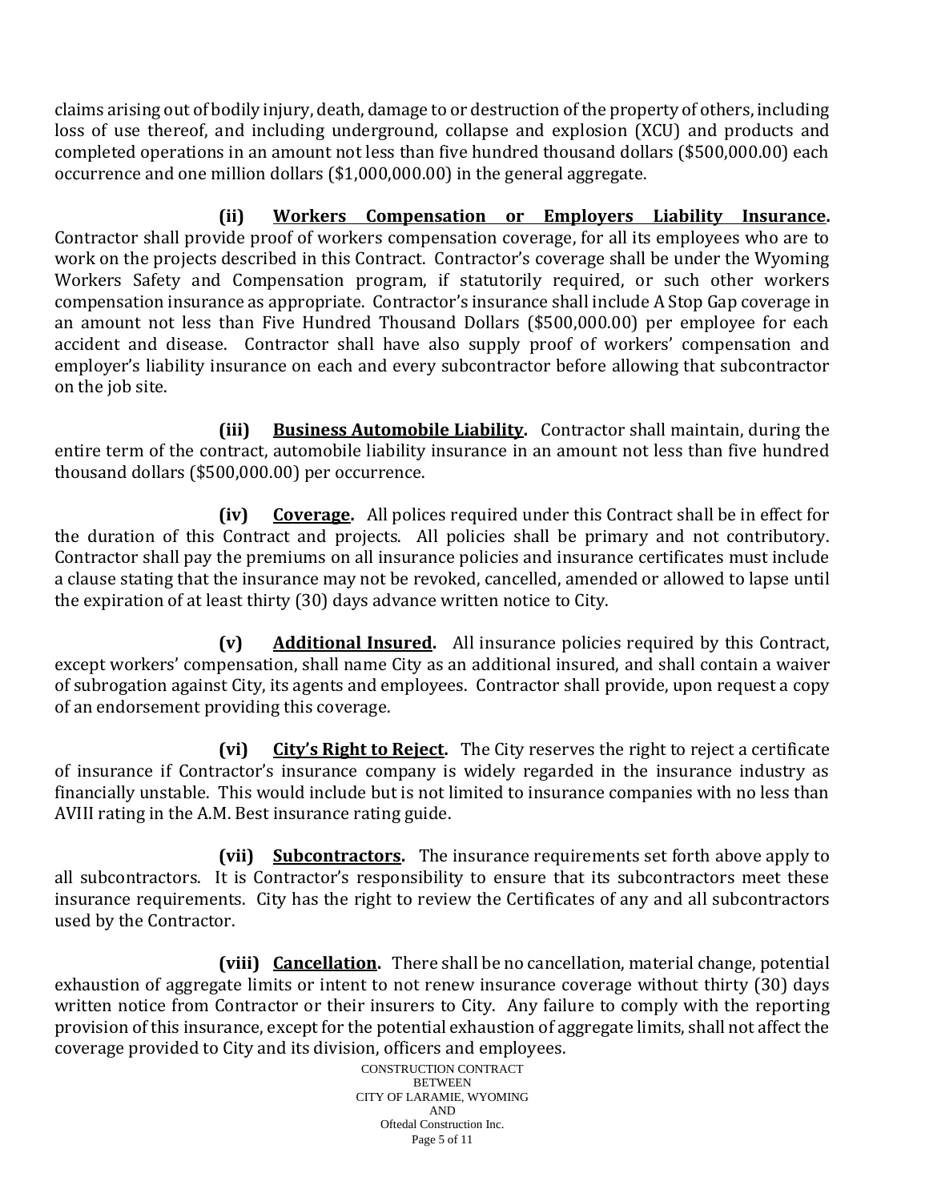claims arising out of bodily injury, death, damage to or destruction of the property of others, including loss of use thereof, and including underground, collapse and explosion (XCU) and products and completed operations in an amount not less than five hundred thousand dollars ($500,000.00) each occurrence and one million dollars ($1,000,000.00) in the general aggregate.

**(ii) Workers Compensation or Employers Liability Insurance.** Contractor shall provide proof of workers compensation coverage, for all its employees who are to work on the projects described in this Contract. Contractor's coverage shall be under the Wyoming Workers Safety and Compensation program, if statutorily required, or such other workers compensation insurance as appropriate. Contractor's insurance shall include A Stop Gap coverage in an amount not less than Five Hundred Thousand Dollars ($500,000.00) per employee for each accident and disease. Contractor shall have also supply proof of workers' compensation and employer's liability insurance on each and every subcontractor before allowing that subcontractor on the job site.

**(iii) Business Automobile Liability.** Contractor shall maintain, during the entire term of the contract, automobile liability insurance in an amount not less than five hundred thousand dollars ($500,000.00) per occurrence.

**(iv) Coverage.** All polices required under this Contract shall be in effect for the duration of this Contract and projects. All policies shall be primary and not contributory. Contractor shall pay the premiums on all insurance policies and insurance certificates must include a clause stating that the insurance may not be revoked, cancelled, amended or allowed to lapse until the expiration of at least thirty (30) days advance written notice to City.

**(v) Additional Insured.** All insurance policies required by this Contract, except workers' compensation, shall name City as an additional insured, and shall contain a waiver of subrogation against City, its agents and employees. Contractor shall provide, upon request a copy of an endorsement providing this coverage.

**(vi) City's Right to Reject.** The City reserves the right to reject a certificate of insurance if Contractor's insurance company is widely regarded in the insurance industry as financially unstable. This would include but is not limited to insurance companies with no less than AVIII rating in the A.M. Best insurance rating guide.

**(vii) Subcontractors.** The insurance requirements set forth above apply to all subcontractors. It is Contractor's responsibility to ensure that its subcontractors meet these insurance requirements. City has the right to review the Certificates of any and all subcontractors used by the Contractor.

**(viii) Cancellation.** There shall be no cancellation, material change, potential exhaustion of aggregate limits or intent to not renew insurance coverage without thirty (30) days written notice from Contractor or their insurers to City. Any failure to comply with the reporting provision of this insurance, except for the potential exhaustion of aggregate limits, shall not affect the coverage provided to City and its division, officers and employees.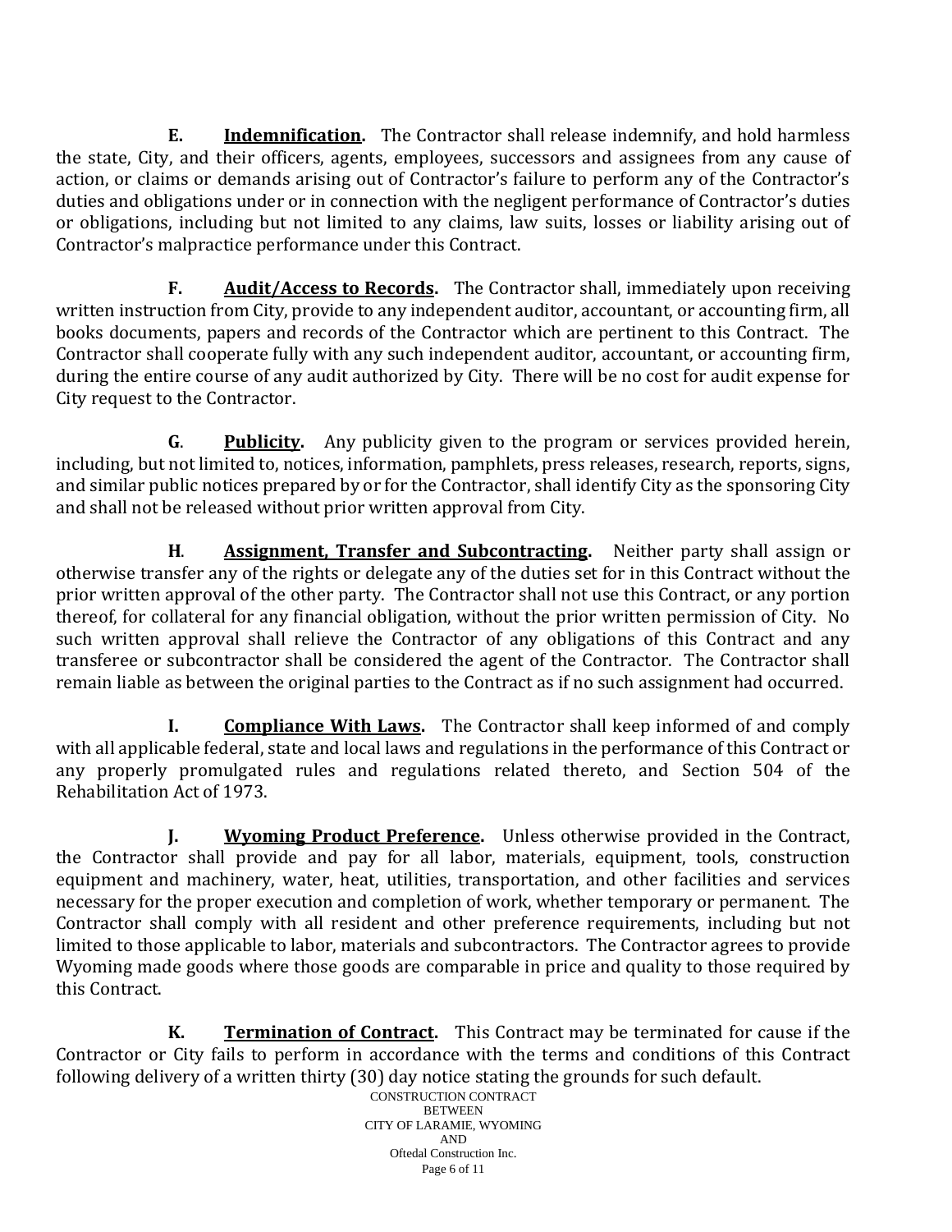**E. <u>Indemnification</u>.** The Contractor shall release indemnify, and hold harmless the state, City, and their officers, agents, employees, successors and assignees from any cause of action, or claims or demands arising out of Contractor's failure to perform any of the Contractor's duties and obligations under or in connection with the negligent performance of Contractor's duties or obligations, including but not limited to any claims, law suits, losses or liability arising out of Contractor's malpractice performance under this Contract.

**F. <u>Audit/Access to Records</u>.** The Contractor shall, immediately upon receiving written instruction from City, provide to any independent auditor, accountant, or accounting firm, all books documents, papers and records of the Contractor which are pertinent to this Contract. The Contractor shall cooperate fully with any such independent auditor, accountant, or accounting firm, during the entire course of any audit authorized by City. There will be no cost for audit expense for City request to the Contractor.

**G. <u>Publicity</u>.** Any publicity given to the program or services provided herein, including, but not limited to, notices, information, pamphlets, press releases, research, reports, signs, and similar public notices prepared by or for the Contractor, shall identify City as the sponsoring City and shall not be released without prior written approval from City.

**H. <u>Assignment, Transfer and Subcontracting</u>.** Neither party shall assign or otherwise transfer any of the rights or delegate any of the duties set for in this Contract without the prior written approval of the other party. The Contractor shall not use this Contract, or any portion thereof, for collateral for any financial obligation, without the prior written permission of City. No such written approval shall relieve the Contractor of any obligations of this Contract and any transferee or subcontractor shall be considered the agent of the Contractor. The Contractor shall remain liable as between the original parties to the Contract as if no such assignment had occurred.

**I. <u>Compliance With Laws</u>.** The Contractor shall keep informed of and comply with all applicable federal, state and local laws and regulations in the performance of this Contract or any properly promulgated rules and regulations related thereto, and Section 504 of the Rehabilitation Act of 1973.

**J. <u>Wyoming Product Preference</u>.** Unless otherwise provided in the Contract, the Contractor shall provide and pay for all labor, materials, equipment, tools, construction equipment and machinery, water, heat, utilities, transportation, and other facilities and services necessary for the proper execution and completion of work, whether temporary or permanent. The Contractor shall comply with all resident and other preference requirements, including but not limited to those applicable to labor, materials and subcontractors. The Contractor agrees to provide Wyoming made goods where those goods are comparable in price and quality to those required by this Contract.

**K. <u>Termination of Contract</u>.** This Contract may be terminated for cause if the Contractor or City fails to perform in accordance with the terms and conditions of this Contract following delivery of a written thirty (30) day notice stating the grounds for such default.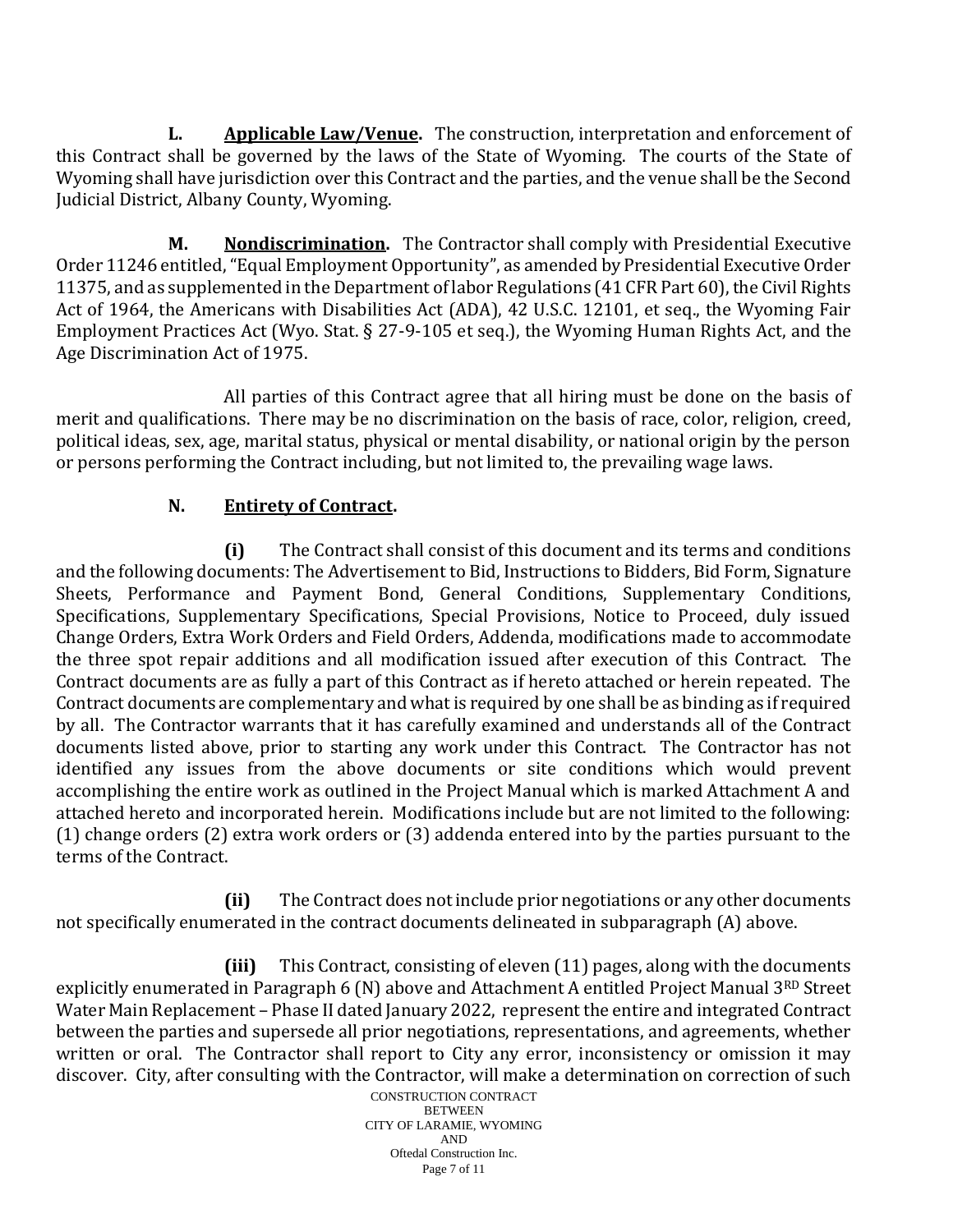**L.** **Applicable Law/Venue.** The construction, interpretation and enforcement of this Contract shall be governed by the laws of the State of Wyoming. The courts of the State of Wyoming shall have jurisdiction over this Contract and the parties, and the venue shall be the Second Judicial District, Albany County, Wyoming.

**M.** **Nondiscrimination.** The Contractor shall comply with Presidential Executive Order 11246 entitled, "Equal Employment Opportunity", as amended by Presidential Executive Order 11375, and as supplemented in the Department of labor Regulations (41 CFR Part 60), the Civil Rights Act of 1964, the Americans with Disabilities Act (ADA), 42 U.S.C. 12101, et seq., the Wyoming Fair Employment Practices Act (Wyo. Stat. § 27-9-105 et seq.), the Wyoming Human Rights Act, and the Age Discrimination Act of 1975.

All parties of this Contract agree that all hiring must be done on the basis of merit and qualifications. There may be no discrimination on the basis of race, color, religion, creed, political ideas, sex, age, marital status, physical or mental disability, or national origin by the person or persons performing the Contract including, but not limited to, the prevailing wage laws.

**N.** **Entirety of Contract.**

**(i)** The Contract shall consist of this document and its terms and conditions and the following documents: The Advertisement to Bid, Instructions to Bidders, Bid Form, Signature Sheets, Performance and Payment Bond, General Conditions, Supplementary Conditions, Specifications, Supplementary Specifications, Special Provisions, Notice to Proceed, duly issued Change Orders, Extra Work Orders and Field Orders, Addenda, modifications made to accommodate the three spot repair additions and all modification issued after execution of this Contract. The Contract documents are as fully a part of this Contract as if hereto attached or herein repeated. The Contract documents are complementary and what is required by one shall be as binding as if required by all. The Contractor warrants that it has carefully examined and understands all of the Contract documents listed above, prior to starting any work under this Contract. The Contractor has not identified any issues from the above documents or site conditions which would prevent accomplishing the entire work as outlined in the Project Manual which is marked Attachment A and attached hereto and incorporated herein. Modifications include but are not limited to the following: (1) change orders (2) extra work orders or (3) addenda entered into by the parties pursuant to the terms of the Contract.

**(ii)** The Contract does not include prior negotiations or any other documents not specifically enumerated in the contract documents delineated in subparagraph (A) above.

**(iii)** This Contract, consisting of eleven (11) pages, along with the documents explicitly enumerated in Paragraph 6 (N) above and Attachment A entitled Project Manual 3RD Street Water Main Replacement – Phase II dated January 2022, represent the entire and integrated Contract between the parties and supersede all prior negotiations, representations, and agreements, whether written or oral. The Contractor shall report to City any error, inconsistency or omission it may discover. City, after consulting with the Contractor, will make a determination on correction of such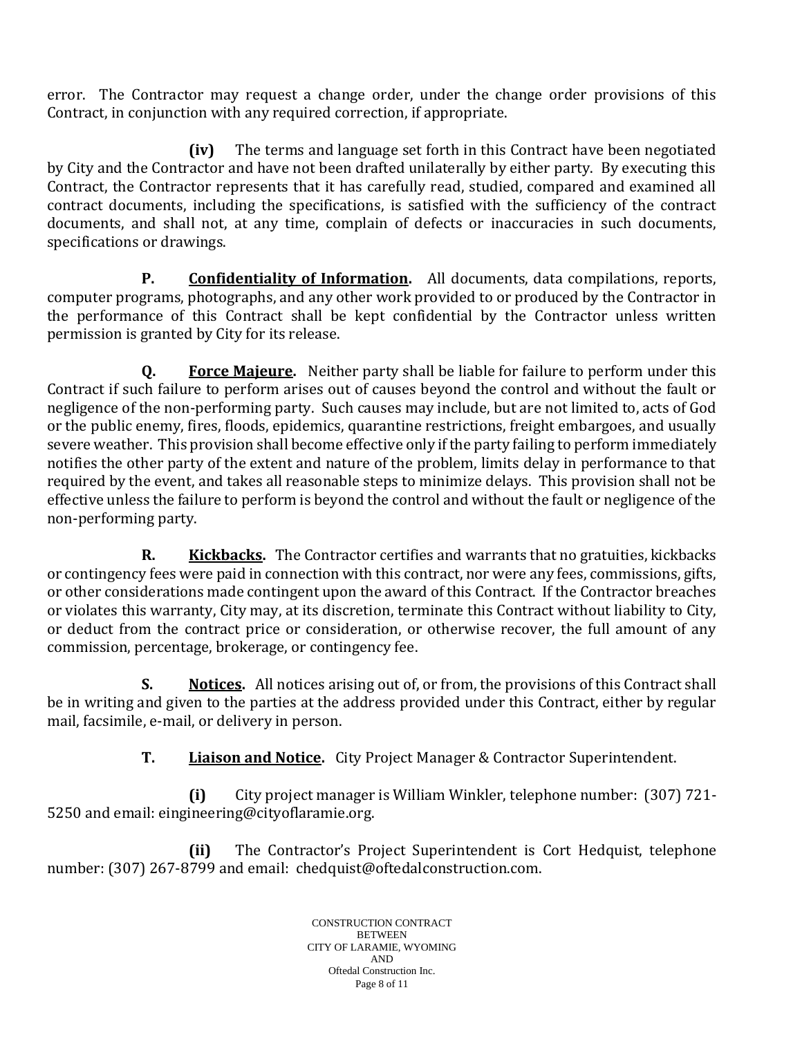error. The Contractor may request a change order, under the change order provisions of this Contract, in conjunction with any required correction, if appropriate.

**(iv)** The terms and language set forth in this Contract have been negotiated by City and the Contractor and have not been drafted unilaterally by either party. By executing this Contract, the Contractor represents that it has carefully read, studied, compared and examined all contract documents, including the specifications, is satisfied with the sufficiency of the contract documents, and shall not, at any time, complain of defects or inaccuracies in such documents, specifications or drawings.

**P. Confidentiality of Information.** All documents, data compilations, reports, computer programs, photographs, and any other work provided to or produced by the Contractor in the performance of this Contract shall be kept confidential by the Contractor unless written permission is granted by City for its release.

**Q. Force Majeure.** Neither party shall be liable for failure to perform under this Contract if such failure to perform arises out of causes beyond the control and without the fault or negligence of the non-performing party. Such causes may include, but are not limited to, acts of God or the public enemy, fires, floods, epidemics, quarantine restrictions, freight embargoes, and usually severe weather. This provision shall become effective only if the party failing to perform immediately notifies the other party of the extent and nature of the problem, limits delay in performance to that required by the event, and takes all reasonable steps to minimize delays. This provision shall not be effective unless the failure to perform is beyond the control and without the fault or negligence of the non-performing party.

**R. Kickbacks.** The Contractor certifies and warrants that no gratuities, kickbacks or contingency fees were paid in connection with this contract, nor were any fees, commissions, gifts, or other considerations made contingent upon the award of this Contract. If the Contractor breaches or violates this warranty, City may, at its discretion, terminate this Contract without liability to City, or deduct from the contract price or consideration, or otherwise recover, the full amount of any commission, percentage, brokerage, or contingency fee.

**S. Notices.** All notices arising out of, or from, the provisions of this Contract shall be in writing and given to the parties at the address provided under this Contract, either by regular mail, facsimile, e-mail, or delivery in person.

**T. Liaison and Notice.** City Project Manager & Contractor Superintendent.

**(i)** City project manager is William Winkler, telephone number: (307) 721-5250 and email: eingineering@cityoflaramie.org.

**(ii)** The Contractor's Project Superintendent is Cort Hedquist, telephone number: (307) 267-8799 and email: chedquist@oftedalconstruction.com.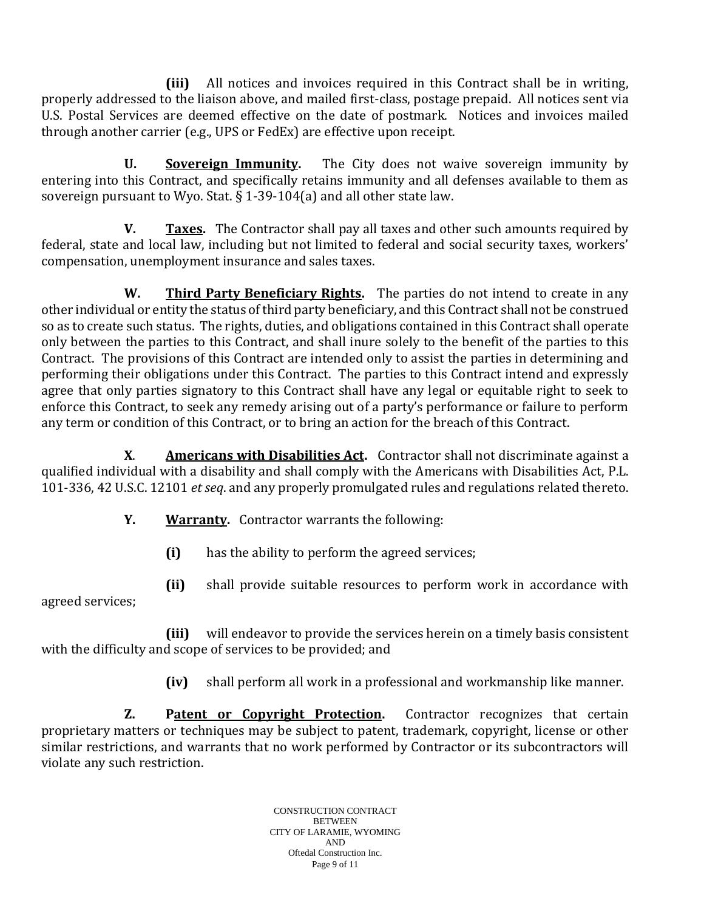**(iii)** All notices and invoices required in this Contract shall be in writing, properly addressed to the liaison above, and mailed first-class, postage prepaid. All notices sent via U.S. Postal Services are deemed effective on the date of postmark. Notices and invoices mailed through another carrier (e.g., UPS or FedEx) are effective upon receipt.

**U. Sovereign Immunity.** The City does not waive sovereign immunity by entering into this Contract, and specifically retains immunity and all defenses available to them as sovereign pursuant to Wyo. Stat. § 1-39-104(a) and all other state law.

**V. Taxes.** The Contractor shall pay all taxes and other such amounts required by federal, state and local law, including but not limited to federal and social security taxes, workers' compensation, unemployment insurance and sales taxes.

**W. Third Party Beneficiary Rights.** The parties do not intend to create in any other individual or entity the status of third party beneficiary, and this Contract shall not be construed so as to create such status. The rights, duties, and obligations contained in this Contract shall operate only between the parties to this Contract, and shall inure solely to the benefit of the parties to this Contract. The provisions of this Contract are intended only to assist the parties in determining and performing their obligations under this Contract. The parties to this Contract intend and expressly agree that only parties signatory to this Contract shall have any legal or equitable right to seek to enforce this Contract, to seek any remedy arising out of a party's performance or failure to perform any term or condition of this Contract, or to bring an action for the breach of this Contract.

**X. Americans with Disabilities Act.** Contractor shall not discriminate against a qualified individual with a disability and shall comply with the Americans with Disabilities Act, P.L. 101-336, 42 U.S.C. 12101 *et seq*. and any properly promulgated rules and regulations related thereto.

**Y. Warranty.** Contractor warrants the following:

**(i)** has the ability to perform the agreed services;

**(ii)** shall provide suitable resources to perform work in accordance with agreed services;

**(iii)** will endeavor to provide the services herein on a timely basis consistent with the difficulty and scope of services to be provided; and

**(iv)** shall perform all work in a professional and workmanship like manner.

**Z. Patent or Copyright Protection.** Contractor recognizes that certain proprietary matters or techniques may be subject to patent, trademark, copyright, license or other similar restrictions, and warrants that no work performed by Contractor or its subcontractors will violate any such restriction.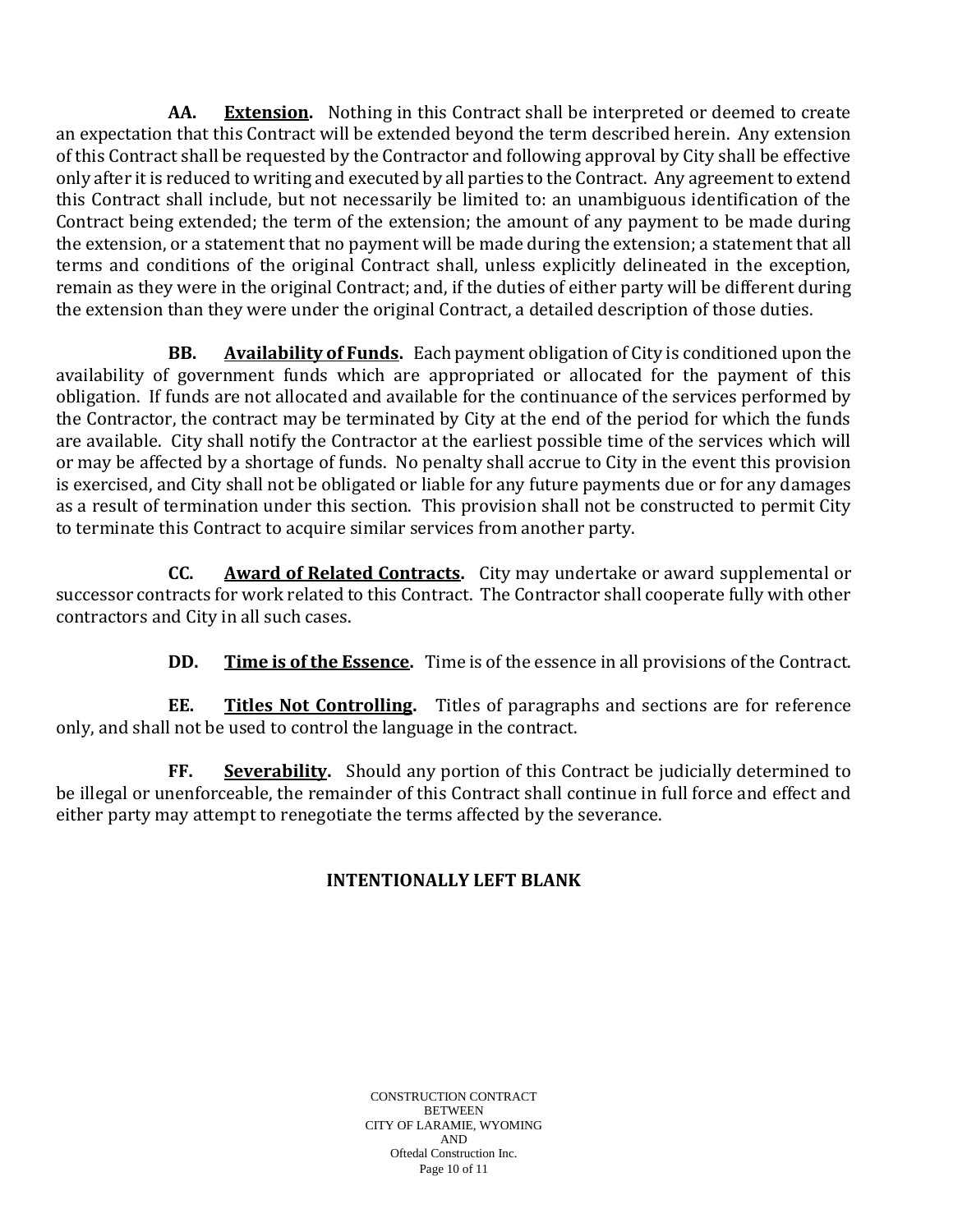**AA. <u>Extension</u>.** Nothing in this Contract shall be interpreted or deemed to create an expectation that this Contract will be extended beyond the term described herein. Any extension of this Contract shall be requested by the Contractor and following approval by City shall be effective only after it is reduced to writing and executed by all parties to the Contract. Any agreement to extend this Contract shall include, but not necessarily be limited to: an unambiguous identification of the Contract being extended; the term of the extension; the amount of any payment to be made during the extension, or a statement that no payment will be made during the extension; a statement that all terms and conditions of the original Contract shall, unless explicitly delineated in the exception, remain as they were in the original Contract; and, if the duties of either party will be different during the extension than they were under the original Contract, a detailed description of those duties.

**BB. <u>Availability of Funds</u>.** Each payment obligation of City is conditioned upon the availability of government funds which are appropriated or allocated for the payment of this obligation. If funds are not allocated and available for the continuance of the services performed by the Contractor, the contract may be terminated by City at the end of the period for which the funds are available. City shall notify the Contractor at the earliest possible time of the services which will or may be affected by a shortage of funds. No penalty shall accrue to City in the event this provision is exercised, and City shall not be obligated or liable for any future payments due or for any damages as a result of termination under this section. This provision shall not be constructed to permit City to terminate this Contract to acquire similar services from another party.

**CC. <u>Award of Related Contracts</u>.** City may undertake or award supplemental or successor contracts for work related to this Contract. The Contractor shall cooperate fully with other contractors and City in all such cases.

**DD. <u>Time is of the Essence</u>.** Time is of the essence in all provisions of the Contract.

**EE. <u>Titles Not Controlling</u>.** Titles of paragraphs and sections are for reference only, and shall not be used to control the language in the contract.

**FF. <u>Severability</u>.** Should any portion of this Contract be judicially determined to be illegal or unenforceable, the remainder of this Contract shall continue in full force and effect and either party may attempt to renegotiate the terms affected by the severance.

**INTENTIONALLY LEFT BLANK**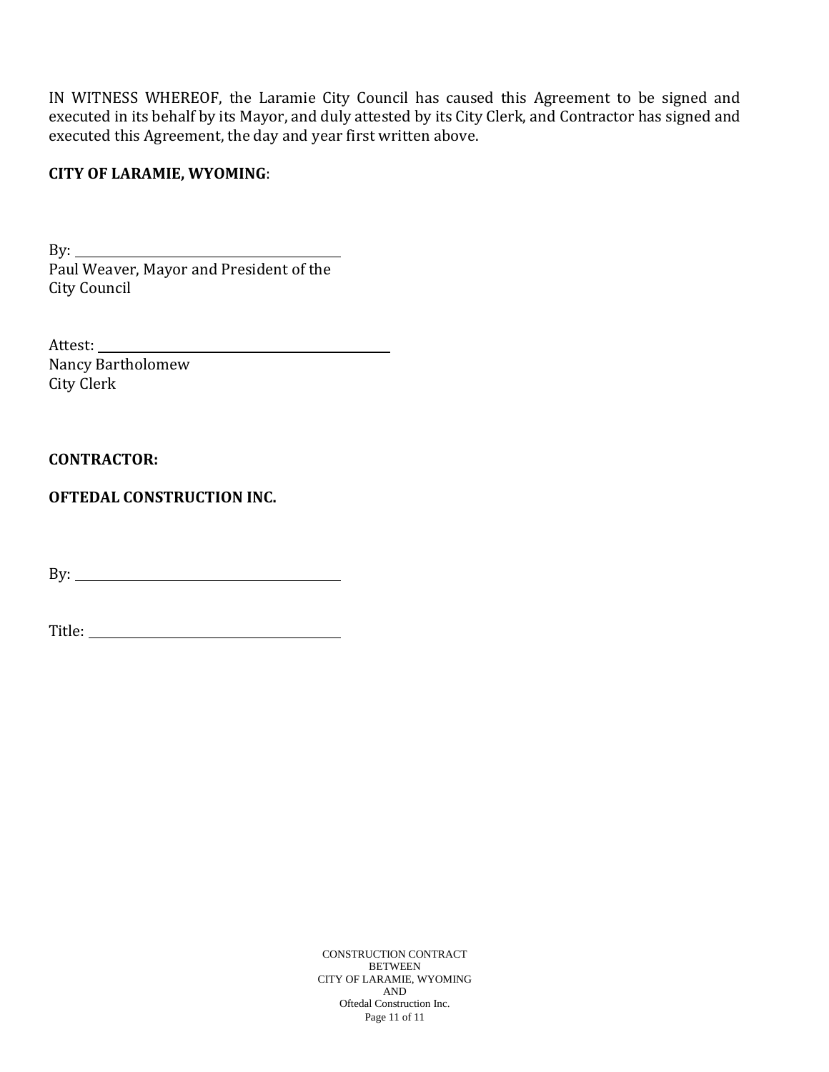IN WITNESS WHEREOF, the Laramie City Council has caused this Agreement to be signed and executed in its behalf by its Mayor, and duly attested by its City Clerk, and Contractor has signed and executed this Agreement, the day and year first written above.

**CITY OF LARAMIE, WYOMING**:

By: ________________________________________
Paul Weaver, Mayor and President of the City Council

Attest: ________________________________________
Nancy Bartholomew
City Clerk

**CONTRACTOR:**

**OFTEDAL CONSTRUCTION INC.**

By: ________________________________________

Title: ________________________________________